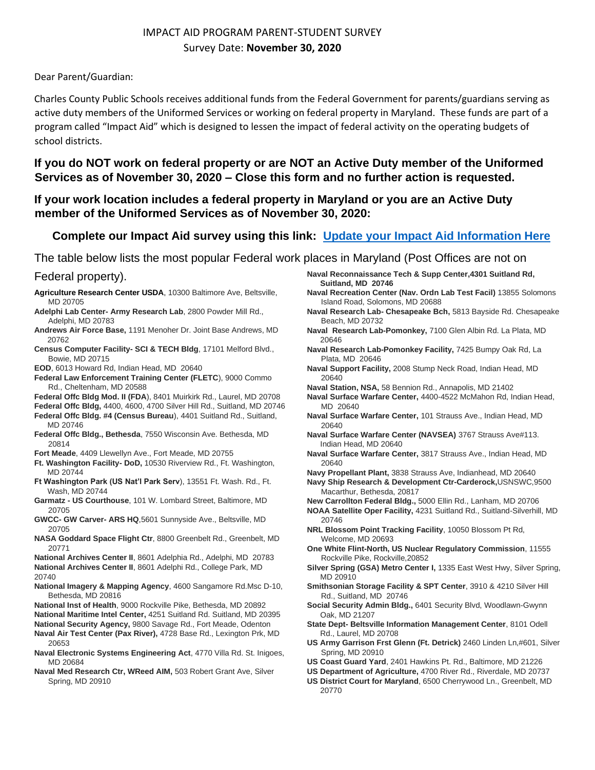# IMPACT AID PROGRAM PARENT-STUDENT SURVEY

Survey Date: **November 30, 2020**

Dear Parent/Guardian:

Charles County Public Schools receives additional funds from the Federal Government for parents/guardians serving as active duty members of the Uniformed Services or working on federal property in Maryland. These funds are part of a program called "Impact Aid" which is designed to lessen the impact of federal activity on the operating budgets of school districts.

**If you do NOT work on federal property or are NOT an Active Duty member of the Uniformed Services as of November 30, 2020 – Close this form and no further action is requested.**

**If your work location includes a federal property in Maryland or you are an Active Duty member of the Uniformed Services as of November 30, 2020:**

**Complete our Impact Aid survey using this link: Update your Impact Aid Information Here**

The table below lists the most popular Federal work places in Maryland (Post Offices are not on Federal property).

- **Agriculture Research Center USDA**, 10300 Baltimore Ave, Beltsville, MD 20705
- **Adelphi Lab Center- Army Research Lab**, 2800 Powder Mill Rd., Adelphi, MD 20783
- **Andrews Air Force Base,** 1191 Menoher Dr. Joint Base Andrews, MD 20762
- **Census Computer Facility- SCI & TECH Bldg**, 17101 Melford Blvd., Bowie, MD 20715
- **EOD**, 6013 Howard Rd, Indian Head, MD 20640
- **Federal Law Enforcement Training Center (FLETC**), 9000 Commo Rd., Cheltenham, MD 20588
- **Federal Offc Bldg Mod. II (FDA**), 8401 Muirkirk Rd., Laurel, MD 20708
- **Federal Offc Bldg,** 4400, 4600, 4700 Silver Hill Rd., Suitland, MD 20746
- **Federal Offc Bldg. #4 (Census Bureau**), 4401 Suitland Rd., Suitland, MD 20746
- **Federal Offc Bldg., Bethesda**, 7550 Wisconsin Ave. Bethesda, MD 20814
- **Fort Meade**, 4409 Llewellyn Ave., Fort Meade, MD 20755
- **Ft. Washington Facility- DoD,** 10530 Riverview Rd., Ft. Washington, MD 20744
- **Ft Washington Park (US Nat'l Park Serv**), 13551 Ft. Wash. Rd., Ft. Wash, MD 20744
- **Garmatz - US Courthouse**, 101 W. Lombard Street, Baltimore, MD 20705
- **GWCC- GW Carver- ARS HQ**,5601 Sunnyside Ave., Beltsville, MD 20705
- **NASA Goddard Space Flight Ctr**, 8800 Greenbelt Rd., Greenbelt, MD 20771
- **National Archives Center II**, 8601 Adelphia Rd., Adelphi, MD 20783
- **National Archives Center II**, 8601 Adelphi Rd., College Park, MD 20740
- **National Imagery & Mapping Agency**, 4600 Sangamore Rd.Msc D-10, Bethesda, MD 20816
- **National Inst of Health**, 9000 Rockville Pike, Bethesda, MD 20892
- **National Maritime Intel Center,** 4251 Suitland Rd. Suitland, MD 20395
- **National Security Agency,** 9800 Savage Rd., Fort Meade, Odenton
- **Naval Air Test Center (Pax River),** 4728 Base Rd., Lexington Prk, MD 20653
- **Naval Electronic Systems Engineering Act**, 4770 Villa Rd. St. Inigoes, MD 20684
- **Naval Med Research Ctr, WReed AIM,** 503 Robert Grant Ave, Silver Spring, MD 20910
- **Naval Reconnaissance Tech & Supp Center,4301 Suitland Rd, Suitland, MD 20746**
- **Naval Recreation Center (Nav. Ordn Lab Test Facil)** 13855 Solomons Island Road, Solomons, MD 20688
- **Naval Research Lab- Chesapeake Bch,** 5813 Bayside Rd. Chesapeake Beach, MD 20732
- **Naval Research Lab-Pomonkey,** 7100 Glen Albin Rd. La Plata, MD 20646
- **Naval Research Lab-Pomonkey Facility,** 7425 Bumpy Oak Rd, La Plata, MD 20646
- **Naval Support Facility,** 2008 Stump Neck Road, Indian Head, MD 20640
- **Naval Station, NSA,** 58 Bennion Rd., Annapolis, MD 21402
- **Naval Surface Warfare Center,** 4400-4522 McMahon Rd, Indian Head, MD 20640
- **Naval Surface Warfare Center,** 101 Strauss Ave., Indian Head, MD 20640
- **Naval Surface Warfare Center (NAVSEA)** 3767 Strauss Ave#113. Indian Head, MD 20640
- **Naval Surface Warfare Center,** 3817 Strauss Ave., Indian Head, MD 20640
- **Navy Propellant Plant,** 3838 Strauss Ave, Indianhead, MD 20640
- **Navy Ship Research & Development Ctr-Carderock,**USNSWC,9500 Macarthur, Bethesda, 20817
- **New Carrollton Federal Bldg.,** 5000 Ellin Rd., Lanham, MD 20706
- **NOAA Satellite Oper Facility,** 4231 Suitland Rd., Suitland-Silverhill, MD 20746
- **NRL Blossom Point Tracking Facility**, 10050 Blossom Pt Rd, Welcome, MD 20693
- **One White Flint-North, US Nuclear Regulatory Commission**, 11555 Rockville Pike, Rockville,20852
- **Silver Spring (GSA) Metro Center I,** 1335 East West Hwy, Silver Spring, MD 20910
- **Smithsonian Storage Facility & SPT Center**, 3910 & 4210 Silver Hill Rd., Suitland, MD 20746
- **Social Security Admin Bldg.,** 6401 Security Blvd, Woodlawn-Gwynn Oak, MD 21207
- **State Dept- Beltsville Information Management Center**, 8101 Odell Rd., Laurel, MD 20708
- **US Army Garrison Frst Glenn (Ft. Detrick)** 2460 Linden Ln,#601, Silver Spring, MD 20910
- **US Coast Guard Yard**, 2401 Hawkins Pt. Rd., Baltimore, MD 21226
- **US Department of Agriculture,** 4700 River Rd., Riverdale, MD 20737
- **US District Court for Maryland**, 6500 Cherrywood Ln., Greenbelt, MD 20770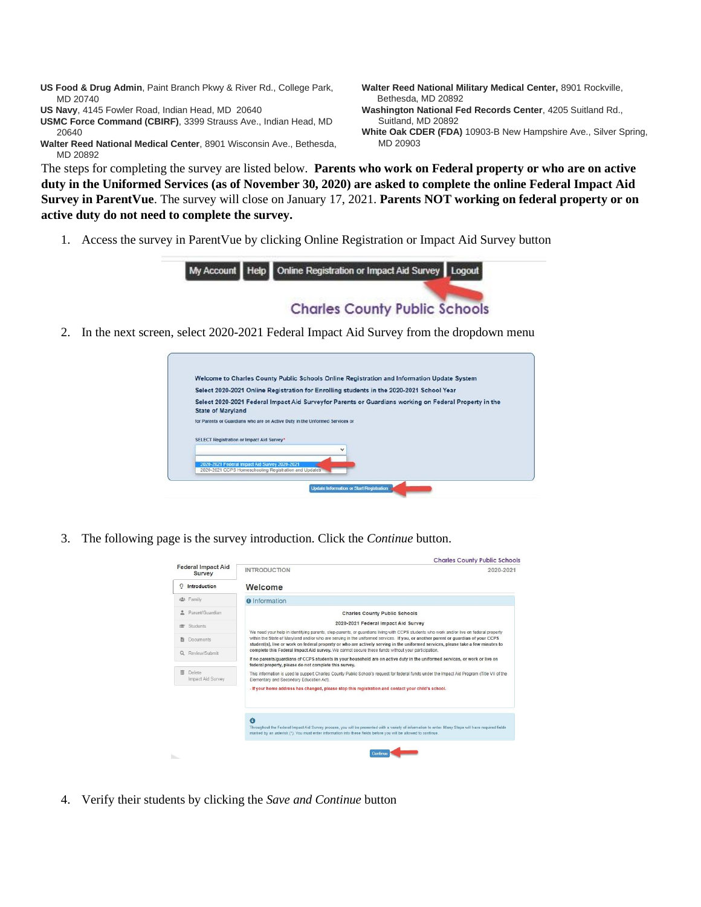**US Food & Drug Admin**, Paint Branch Pkwy & River Rd., College Park, MD 20740

**US Navy**, 4145 Fowler Road, Indian Head, MD 20640

**USMC Force Command (CBIRF)**, 3399 Strauss Ave., Indian Head, MD 20640

**Walter Reed National Medical Center**, 8901 Wisconsin Ave., Bethesda, MD 20892

**Walter Reed National Military Medical Center,** 8901 Rockville, Bethesda, MD 20892

**Washington National Fed Records Center**, 4205 Suitland Rd., Suitland, MD 20892

**White Oak CDER (FDA)** 10903-B New Hampshire Ave., Silver Spring, MD 20903

The steps for completing the survey are listed below. **Parents who work on Federal property or who are on active duty in the Uniformed Services (as of November 30, 2020) are asked to complete the online Federal Impact Aid Survey in ParentVue**. The survey will close on January 17, 2021. **Parents NOT working on federal property or on active duty do not need to complete the survey.**

1. Access the survey in ParentVue by clicking Online Registration or Impact Aid Survey button

2. In the next screen, select 2020-2021 Federal Impact Aid Survey from the dropdown menu

3. The following page is the survey introduction. Click the *Continue* button.

4. Verify their students by clicking the *Save and Continue* button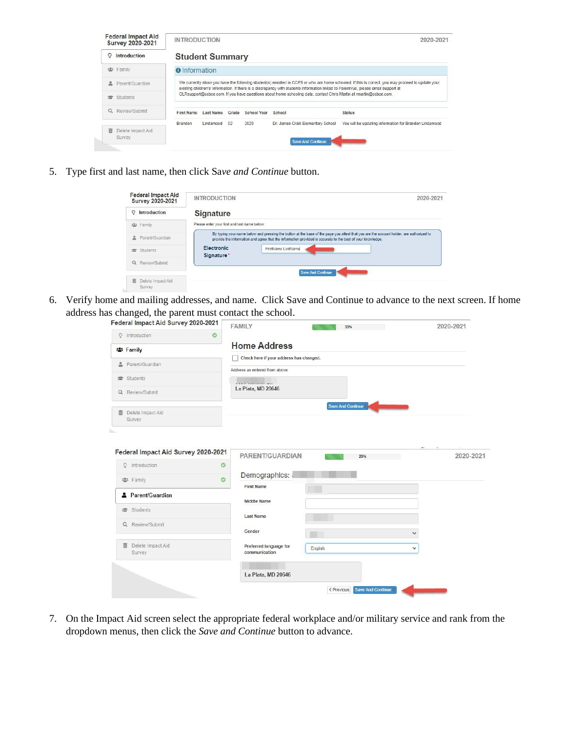5. Type first and last name, then click *Save and Continue* button.

6. Verify home and mailing addresses, and name. Click Save and Continue to advance to the next screen. If home address has changed, the parent must contact the school.

7. On the Impact Aid screen select the appropriate federal workplace and/or military service and rank from the dropdown menus, then click the *Save and Continue* button to advance.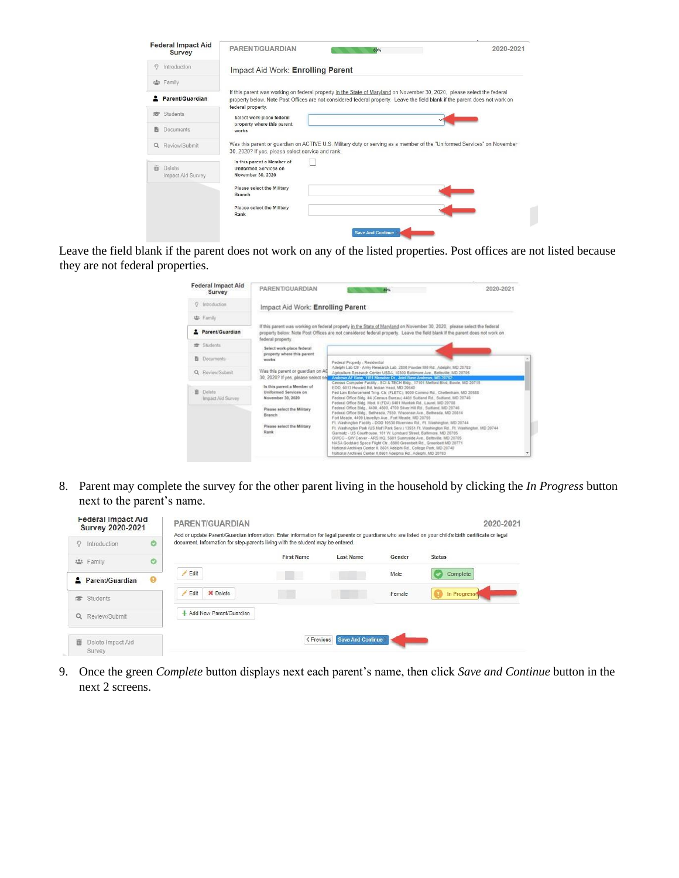Leave the field blank if the parent does not work on any of the listed properties. Post offices are not listed because they are not federal properties.

8. Parent may complete the survey for the other parent living in the household by clicking the *In Progress* button next to the parent's name.

9. Once the green *Complete* button displays next each parent's name, then click *Save and Continue* button in the next 2 screens.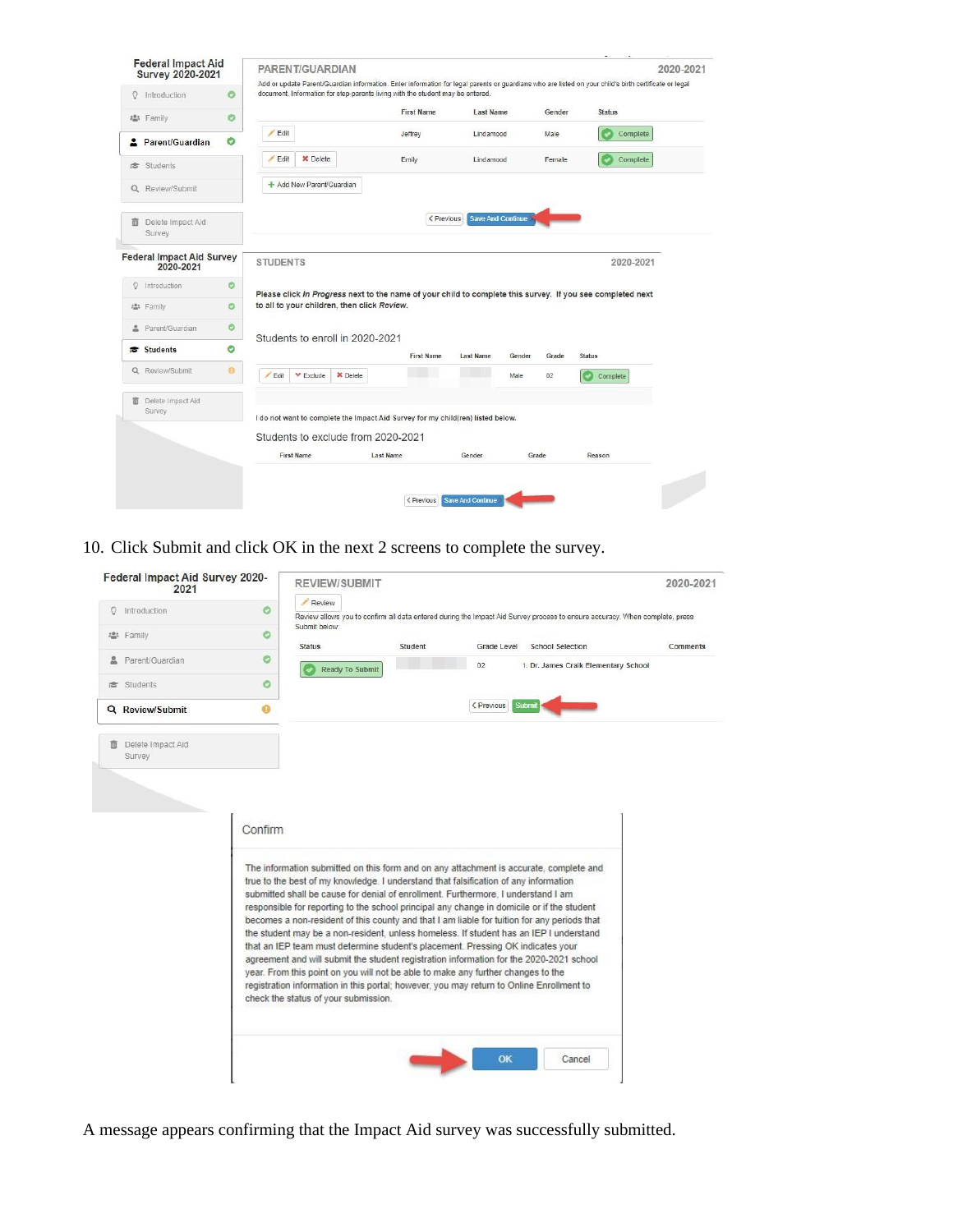10. Click Submit and click OK in the next 2 screens to complete the survey.

A message appears confirming that the Impact Aid survey was successfully submitted.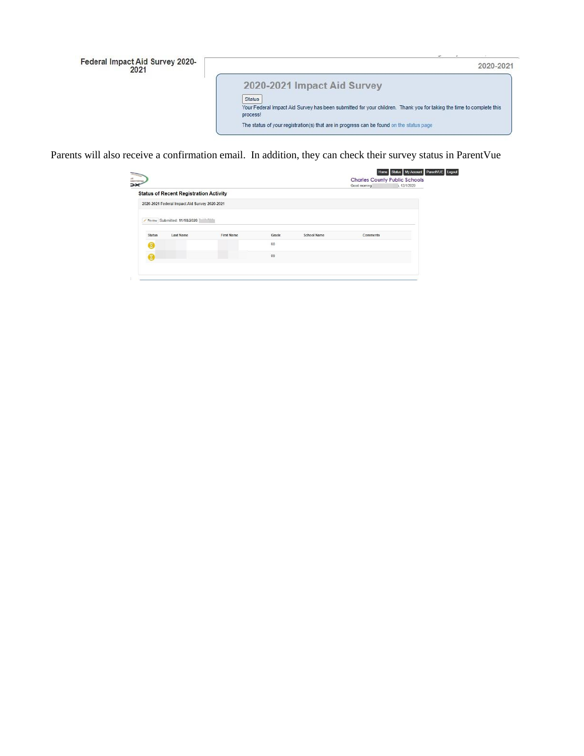Federal Impact Aid Survey 2020-2021

2020-2021

## 2020-2021 Impact Aid Survey

Status

Your Federal Impact Aid Survey has been submitted for your children. Thank you for taking the time to complete this process!

The status of your registration(s) that are in progress can be found on the status page

Parents will also receive a confirmation email. In addition, they can check their survey status in ParentVue

Home Status My Account ParentVUE Logout

Charles County Public Schools

Good morning 12/1/2020

**Status of Recent Registration Activity**

2020-2021 Federal Impact Aid Survey 2020-2021

Review Submitted: 11/18/2020

| Status | Last Name | First Name | Grade | School Name | Comments |
|---|---|---|---|---|---|
| | | | 08 | | |
| | | | 09 | | |